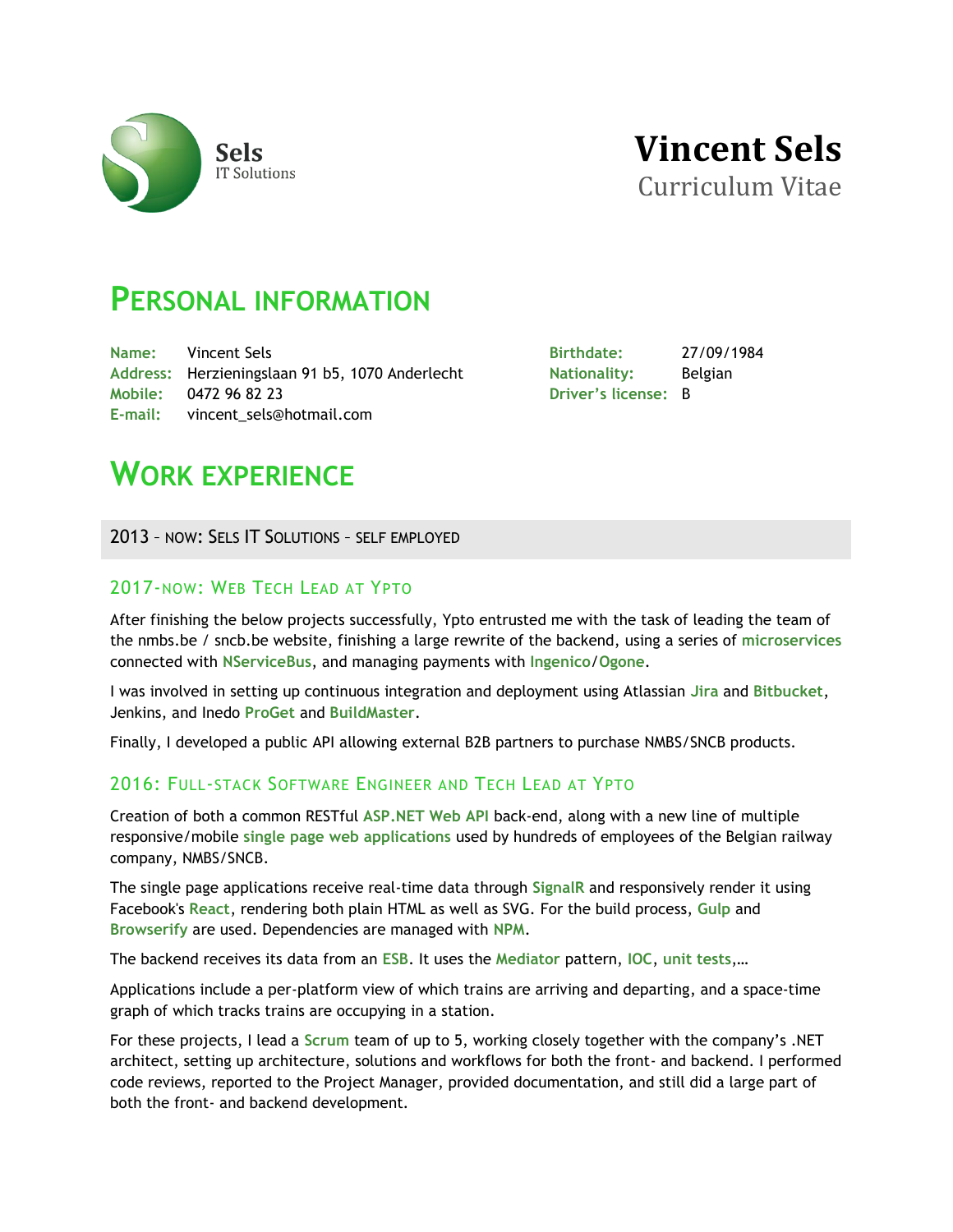Sels
IT Solutions

# Vincent Sels

Curriculum Vitae

## Personal information

**Name:** Vincent Sels
**Address:** Herzieningslaan 91 b5, 1070 Anderlecht
**Mobile:** 0472 96 82 23
**E-mail:** vincent_sels@hotmail.com

**Birthdate:** 27/09/1984
**Nationality:** Belgian
**Driver's license:** B

## Work experience

### 2013 – now: Sels IT Solutions – self employed

#### 2017-now: Web Tech Lead at Ypto

After finishing the below projects successfully, Ypto entrusted me with the task of leading the team of the nmbs.be / sncb.be website, finishing a large rewrite of the backend, using a series of **microservices** connected with **NServiceBus**, and managing payments with **Ingenico**/**Ogone**.

I was involved in setting up continuous integration and deployment using Atlassian **Jira** and **Bitbucket**, Jenkins, and Inedo **ProGet** and **BuildMaster**.

Finally, I developed a public API allowing external B2B partners to purchase NMBS/SNCB products.

#### 2016: Full-stack Software Engineer and Tech Lead at Ypto

Creation of both a common RESTful **ASP.NET Web API** back-end, along with a new line of multiple responsive/mobile **single page web applications** used by hundreds of employees of the Belgian railway company, NMBS/SNCB.

The single page applications receive real-time data through **SignalR** and responsively render it using Facebook's **React**, rendering both plain HTML as well as SVG. For the build process, **Gulp** and **Browserify** are used. Dependencies are managed with **NPM**.

The backend receives its data from an **ESB**. It uses the **Mediator** pattern, **IOC**, **unit tests**,…

Applications include a per-platform view of which trains are arriving and departing, and a space-time graph of which tracks trains are occupying in a station.

For these projects, I lead a **Scrum** team of up to 5, working closely together with the company's .NET architect, setting up architecture, solutions and workflows for both the front- and backend. I performed code reviews, reported to the Project Manager, provided documentation, and still did a large part of both the front- and backend development.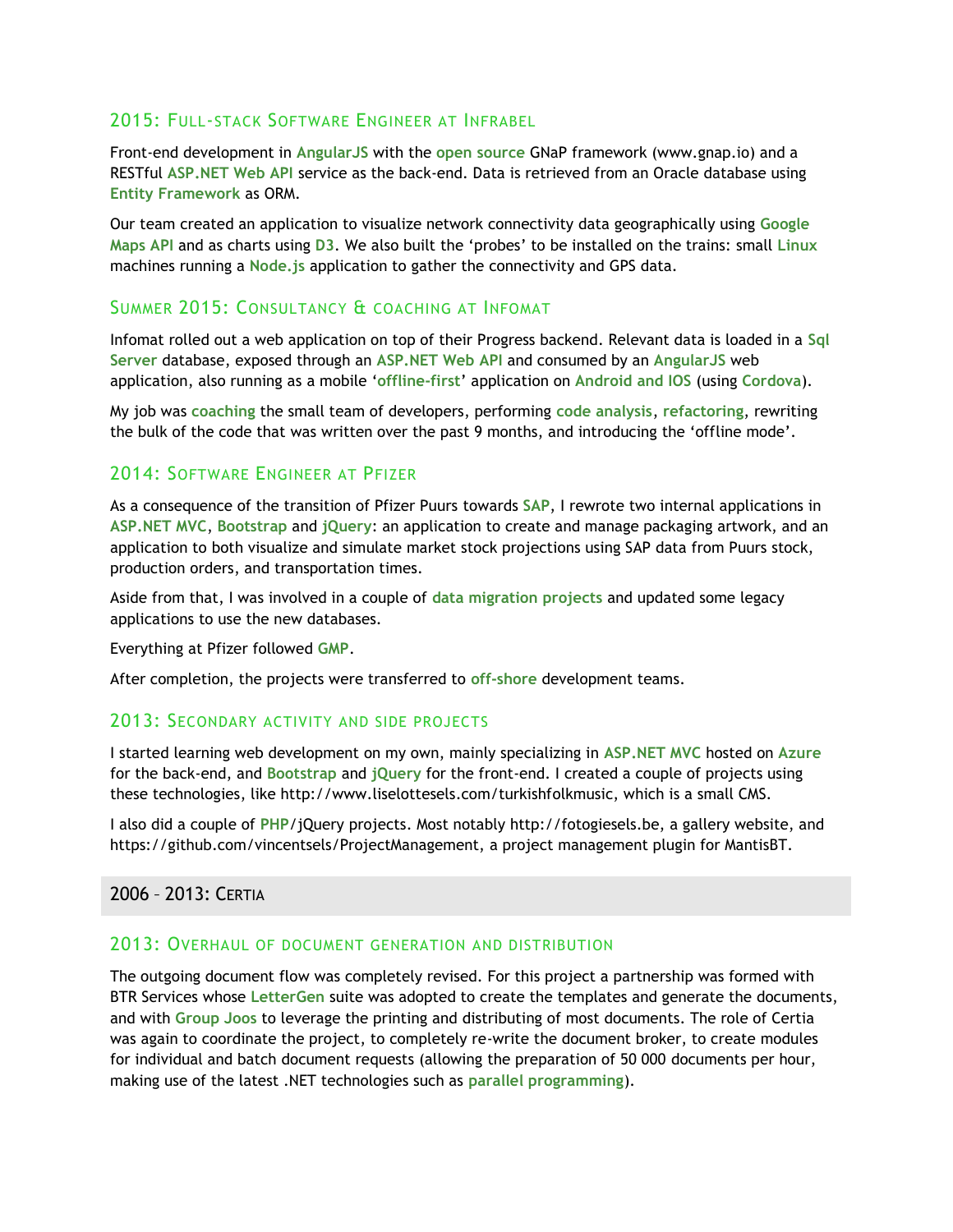### 2015: Full-stack Software Engineer at Infrabel

Front-end development in **AngularJS** with the **open source** GNaP framework (www.gnap.io) and a RESTful **ASP.NET Web API** service as the back-end. Data is retrieved from an Oracle database using **Entity Framework** as ORM.

Our team created an application to visualize network connectivity data geographically using **Google Maps API** and as charts using **D3**. We also built the 'probes' to be installed on the trains: small **Linux** machines running a **Node.js** application to gather the connectivity and GPS data.

### Summer 2015: Consultancy & coaching at Infomat

Infomat rolled out a web application on top of their Progress backend. Relevant data is loaded in a **Sql Server** database, exposed through an **ASP.NET Web API** and consumed by an **AngularJS** web application, also running as a mobile '**offline-first**' application on **Android and IOS** (using **Cordova**).

My job was **coaching** the small team of developers, performing **code analysis**, **refactoring**, rewriting the bulk of the code that was written over the past 9 months, and introducing the 'offline mode'.

### 2014: Software Engineer at Pfizer

As a consequence of the transition of Pfizer Puurs towards **SAP**, I rewrote two internal applications in **ASP.NET MVC**, **Bootstrap** and **jQuery**: an application to create and manage packaging artwork, and an application to both visualize and simulate market stock projections using SAP data from Puurs stock, production orders, and transportation times.

Aside from that, I was involved in a couple of **data migration projects** and updated some legacy applications to use the new databases.

Everything at Pfizer followed **GMP**.

After completion, the projects were transferred to **off-shore** development teams.

### 2013: Secondary activity and side projects

I started learning web development on my own, mainly specializing in **ASP.NET MVC** hosted on **Azure** for the back-end, and **Bootstrap** and **jQuery** for the front-end. I created a couple of projects using these technologies, like http://www.liselottesels.com/turkishfolkmusic, which is a small CMS.

I also did a couple of **PHP**/jQuery projects. Most notably http://fotogiesels.be, a gallery website, and https://github.com/vincentsels/ProjectManagement, a project management plugin for MantisBT.

## 2006 – 2013: Certia

### 2013: Overhaul of document generation and distribution

The outgoing document flow was completely revised. For this project a partnership was formed with BTR Services whose **LetterGen** suite was adopted to create the templates and generate the documents, and with **Group Joos** to leverage the printing and distributing of most documents. The role of Certia was again to coordinate the project, to completely re-write the document broker, to create modules for individual and batch document requests (allowing the preparation of 50 000 documents per hour, making use of the latest .NET technologies such as **parallel programming**).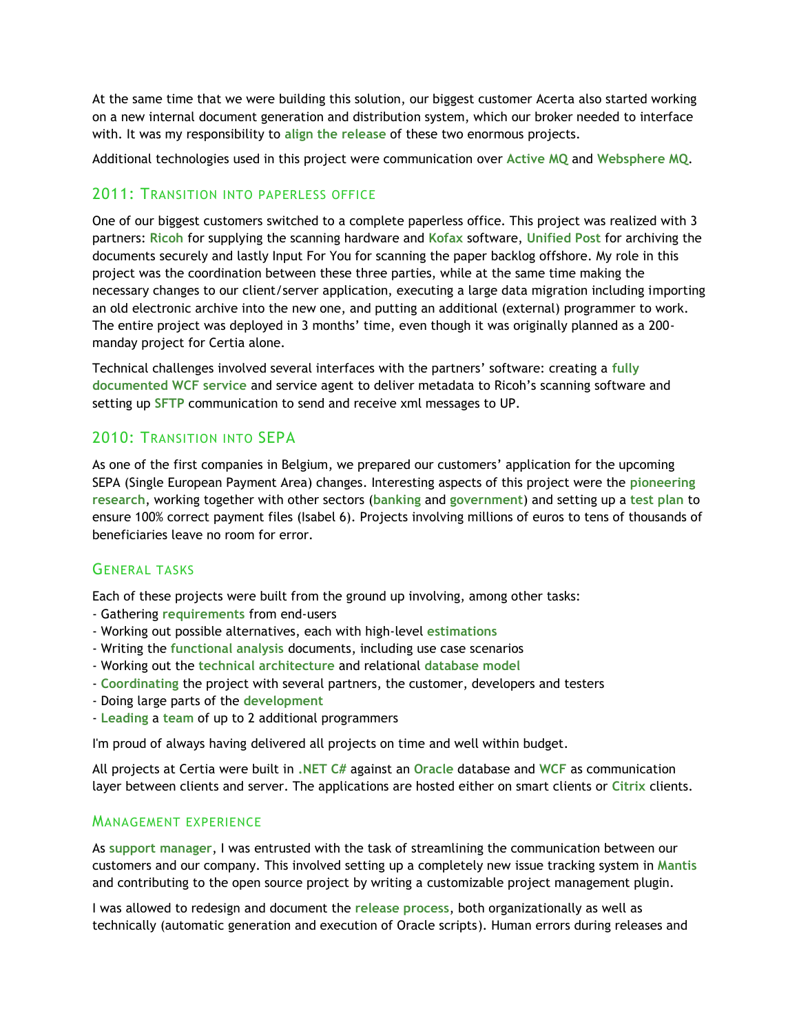At the same time that we were building this solution, our biggest customer Acerta also started working on a new internal document generation and distribution system, which our broker needed to interface with. It was my responsibility to **align the release** of these two enormous projects.

Additional technologies used in this project were communication over **Active MQ** and **Websphere MQ**.

### 2011: Transition into paperless office

One of our biggest customers switched to a complete paperless office. This project was realized with 3 partners: **Ricoh** for supplying the scanning hardware and **Kofax** software, **Unified Post** for archiving the documents securely and lastly Input For You for scanning the paper backlog offshore. My role in this project was the coordination between these three parties, while at the same time making the necessary changes to our client/server application, executing a large data migration including importing an old electronic archive into the new one, and putting an additional (external) programmer to work. The entire project was deployed in 3 months' time, even though it was originally planned as a 200-manday project for Certia alone.

Technical challenges involved several interfaces with the partners' software: creating a **fully documented WCF service** and service agent to deliver metadata to Ricoh's scanning software and setting up **SFTP** communication to send and receive xml messages to UP.

### 2010: Transition into SEPA

As one of the first companies in Belgium, we prepared our customers' application for the upcoming SEPA (Single European Payment Area) changes. Interesting aspects of this project were the **pioneering research**, working together with other sectors (**banking** and **government**) and setting up a **test plan** to ensure 100% correct payment files (Isabel 6). Projects involving millions of euros to tens of thousands of beneficiaries leave no room for error.

### General tasks

Each of these projects were built from the ground up involving, among other tasks:
- Gathering **requirements** from end-users
- Working out possible alternatives, each with high-level **estimations**
- Writing the **functional analysis** documents, including use case scenarios
- Working out the **technical architecture** and relational **database model**
- **Coordinating** the project with several partners, the customer, developers and testers
- Doing large parts of the **development**
- **Leading** a **team** of up to 2 additional programmers

I'm proud of always having delivered all projects on time and well within budget.

All projects at Certia were built in **.NET C#** against an **Oracle** database and **WCF** as communication layer between clients and server. The applications are hosted either on smart clients or **Citrix** clients.

### Management experience

As **support manager**, I was entrusted with the task of streamlining the communication between our customers and our company. This involved setting up a completely new issue tracking system in **Mantis** and contributing to the open source project by writing a customizable project management plugin.

I was allowed to redesign and document the **release process**, both organizationally as well as technically (automatic generation and execution of Oracle scripts). Human errors during releases and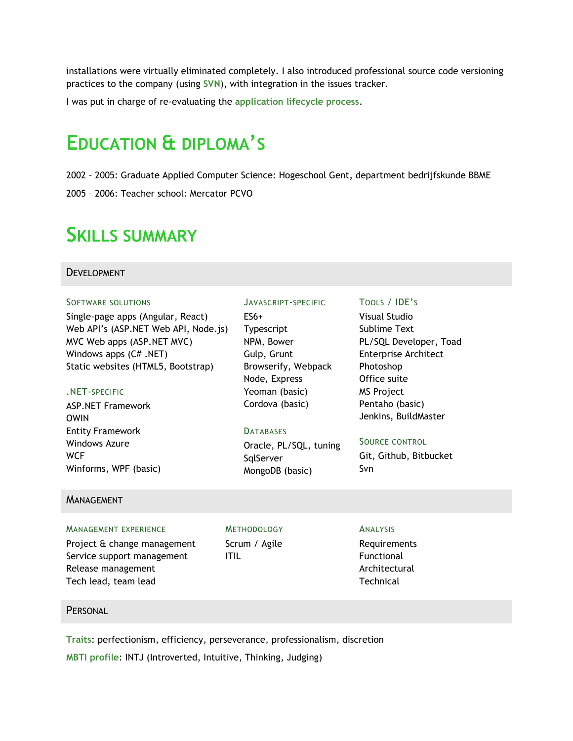installations were virtually eliminated completely. I also introduced professional source code versioning practices to the company (using **SVN**), with integration in the issues tracker.

I was put in charge of re-evaluating the **application lifecycle process**.

# Education & diploma's

2002 – 2005: Graduate Applied Computer Science: Hogeschool Gent, department bedrijfskunde BBME

2005 – 2006: Teacher school: Mercator PCVO

# Skills summary

## Development

### Software solutions

Single-page apps (Angular, React)
Web API's (ASP.NET Web API, Node.js)
MVC Web apps (ASP.NET MVC)
Windows apps (C# .NET)
Static websites (HTML5, Bootstrap)

### .NET-specific

ASP.NET Framework
OWIN
Entity Framework
Windows Azure
WCF
Winforms, WPF (basic)

### Javascript-specific

ES6+
Typescript
NPM, Bower
Gulp, Grunt
Browserify, Webpack
Node, Express
Yeoman (basic)
Cordova (basic)

### Databases

Oracle, PL/SQL, tuning
SqlServer
MongoDB (basic)

### Tools / IDE's

Visual Studio
Sublime Text
PL/SQL Developer, Toad
Enterprise Architect
Photoshop
Office suite
MS Project
Pentaho (basic)
Jenkins, BuildMaster

### Source control

Git, Github, Bitbucket
Svn

## Management

### Management experience

Project & change management
Service support management
Release management
Tech lead, team lead

### Methodology

Scrum / Agile
ITIL

### Analysis

Requirements
Functional
Architectural
Technical

## Personal

**Traits**: perfectionism, efficiency, perseverance, professionalism, discretion

**MBTI profile**: INTJ (Introverted, Intuitive, Thinking, Judging)